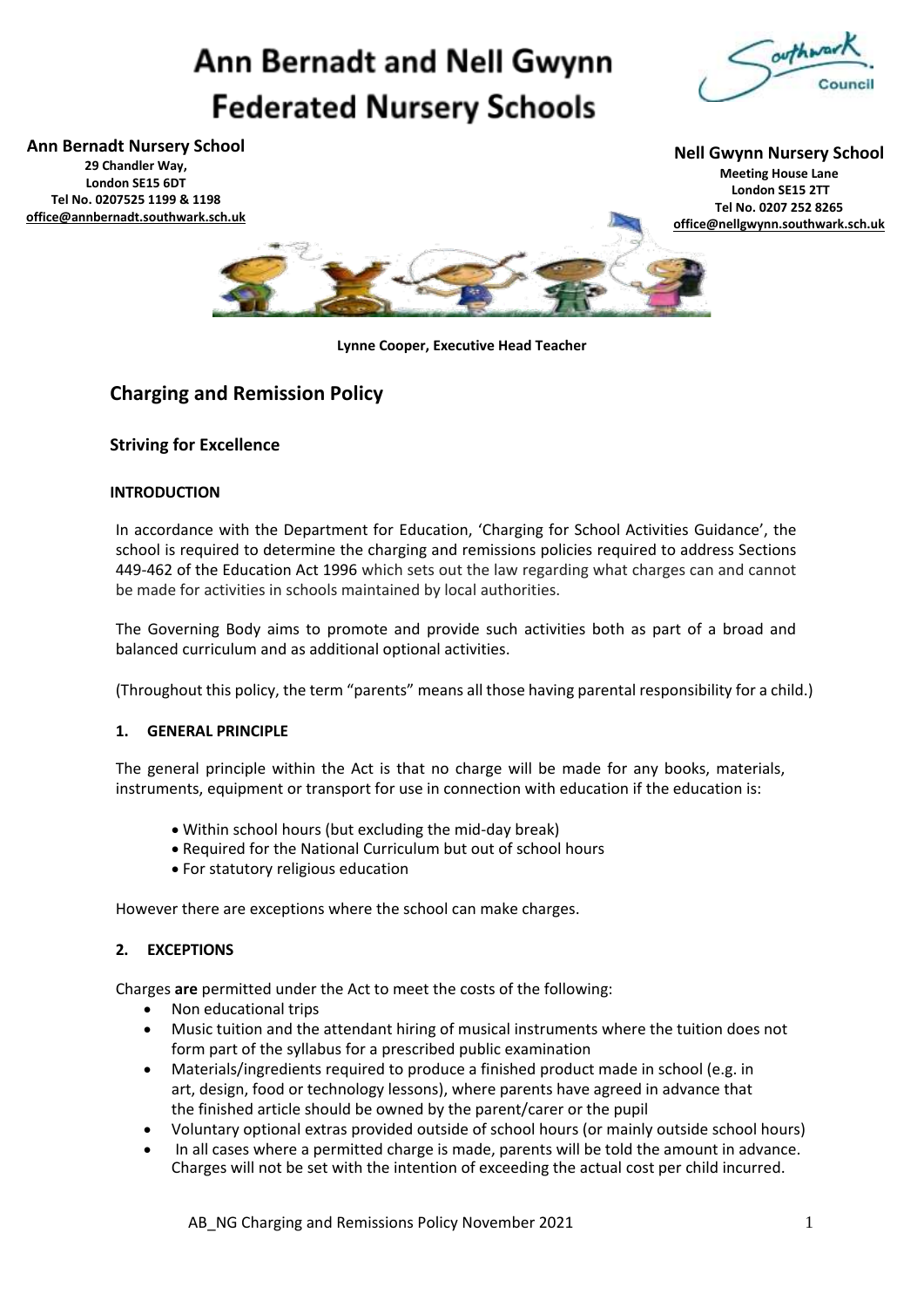# Ann Bernadt and Nell Gwynn Federated Nursery Schools

**Ann Bernadt Nursery School**
**29 Chandler Way,**
**London SE15 6DT**
**Tel No. 0207525 1199 & 1198**
**office@annbernadt.southwark.sch.uk**

**Nell Gwynn Nursery School**
**Meeting House Lane**
**London SE15 2TT**
**Tel No. 0207 252 8265**
**office@nellgwynn.southwark.sch.uk**

**Lynne Cooper, Executive Head Teacher**

## Charging and Remission Policy

### Striving for Excellence

#### INTRODUCTION

In accordance with the Department for Education, 'Charging for School Activities Guidance', the school is required to determine the charging and remissions policies required to address Sections 449-462 of the Education Act 1996 which sets out the law regarding what charges can and cannot be made for activities in schools maintained by local authorities.

The Governing Body aims to promote and provide such activities both as part of a broad and balanced curriculum and as additional optional activities.

(Throughout this policy, the term "parents" means all those having parental responsibility for a child.)

#### 1. GENERAL PRINCIPLE

The general principle within the Act is that no charge will be made for any books, materials, instruments, equipment or transport for use in connection with education if the education is:

- Within school hours (but excluding the mid-day break)
- Required for the National Curriculum but out of school hours
- For statutory religious education

However there are exceptions where the school can make charges.

#### 2. EXCEPTIONS

Charges **are** permitted under the Act to meet the costs of the following:

- Non educational trips
- Music tuition and the attendant hiring of musical instruments where the tuition does not form part of the syllabus for a prescribed public examination
- Materials/ingredients required to produce a finished product made in school (e.g. in art, design, food or technology lessons), where parents have agreed in advance that the finished article should be owned by the parent/carer or the pupil
- Voluntary optional extras provided outside of school hours (or mainly outside school hours)
- In all cases where a permitted charge is made, parents will be told the amount in advance. Charges will not be set with the intention of exceeding the actual cost per child incurred.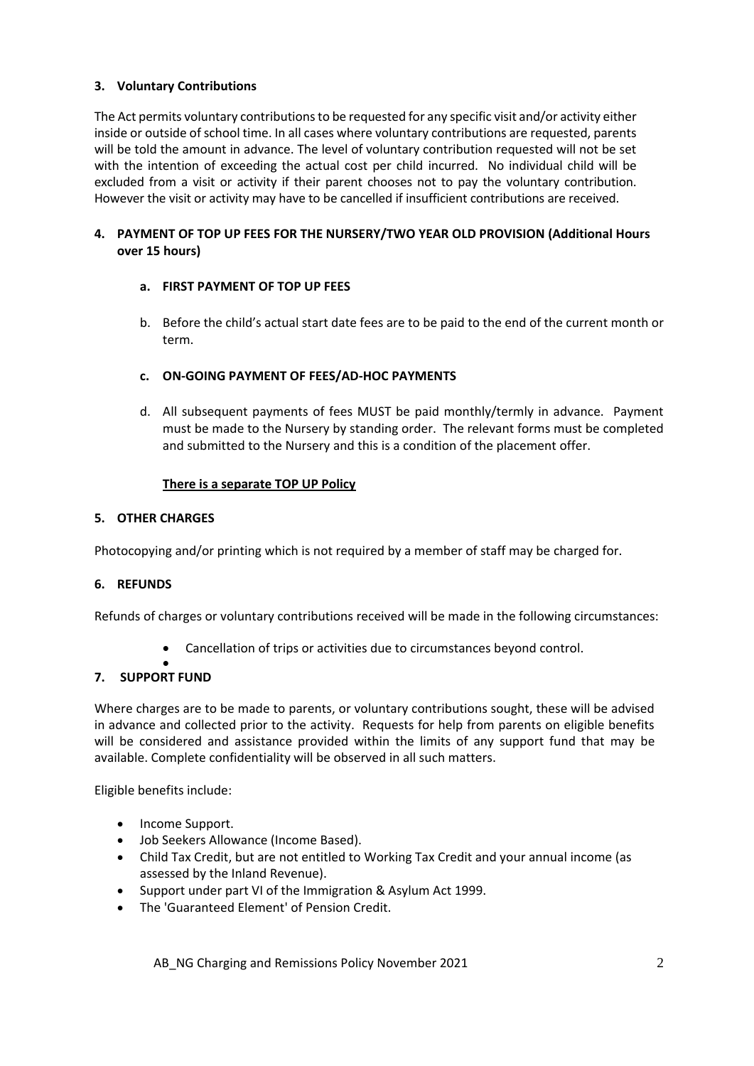### 3. Voluntary Contributions

The Act permits voluntary contributions to be requested for any specific visit and/or activity either inside or outside of school time. In all cases where voluntary contributions are requested, parents will be told the amount in advance. The level of voluntary contribution requested will not be set with the intention of exceeding the actual cost per child incurred. No individual child will be excluded from a visit or activity if their parent chooses not to pay the voluntary contribution. However the visit or activity may have to be cancelled if insufficient contributions are received.

### 4. PAYMENT OF TOP UP FEES FOR THE NURSERY/TWO YEAR OLD PROVISION (Additional Hours over 15 hours)

a. **FIRST PAYMENT OF TOP UP FEES**

b. Before the child's actual start date fees are to be paid to the end of the current month or term.

c. **ON-GOING PAYMENT OF FEES/AD-HOC PAYMENTS**

d. All subsequent payments of fees MUST be paid monthly/termly in advance. Payment must be made to the Nursery by standing order. The relevant forms must be completed and submitted to the Nursery and this is a condition of the placement offer.

**There is a separate TOP UP Policy**

### 5. OTHER CHARGES

Photocopying and/or printing which is not required by a member of staff may be charged for.

### 6. REFUNDS

Refunds of charges or voluntary contributions received will be made in the following circumstances:

- Cancellation of trips or activities due to circumstances beyond control.

### 7. SUPPORT FUND

Where charges are to be made to parents, or voluntary contributions sought, these will be advised in advance and collected prior to the activity. Requests for help from parents on eligible benefits will be considered and assistance provided within the limits of any support fund that may be available. Complete confidentiality will be observed in all such matters.

Eligible benefits include:

- Income Support.
- Job Seekers Allowance (Income Based).
- Child Tax Credit, but are not entitled to Working Tax Credit and your annual income (as assessed by the Inland Revenue).
- Support under part VI of the Immigration & Asylum Act 1999.
- The 'Guaranteed Element' of Pension Credit.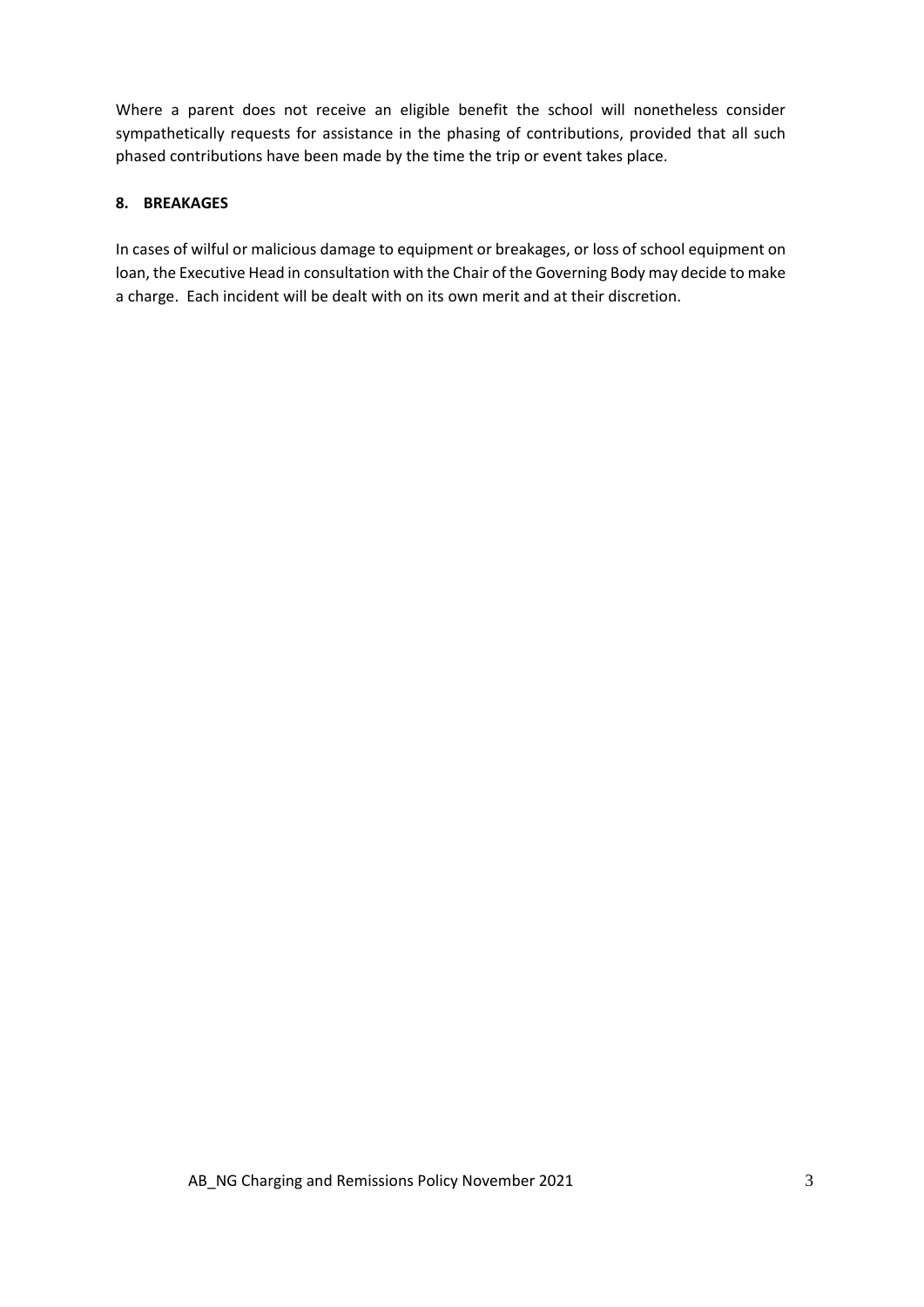Where a parent does not receive an eligible benefit the school will nonetheless consider sympathetically requests for assistance in the phasing of contributions, provided that all such phased contributions have been made by the time the trip or event takes place.

## 8. BREAKAGES

In cases of wilful or malicious damage to equipment or breakages, or loss of school equipment on loan, the Executive Head in consultation with the Chair of the Governing Body may decide to make a charge. Each incident will be dealt with on its own merit and at their discretion.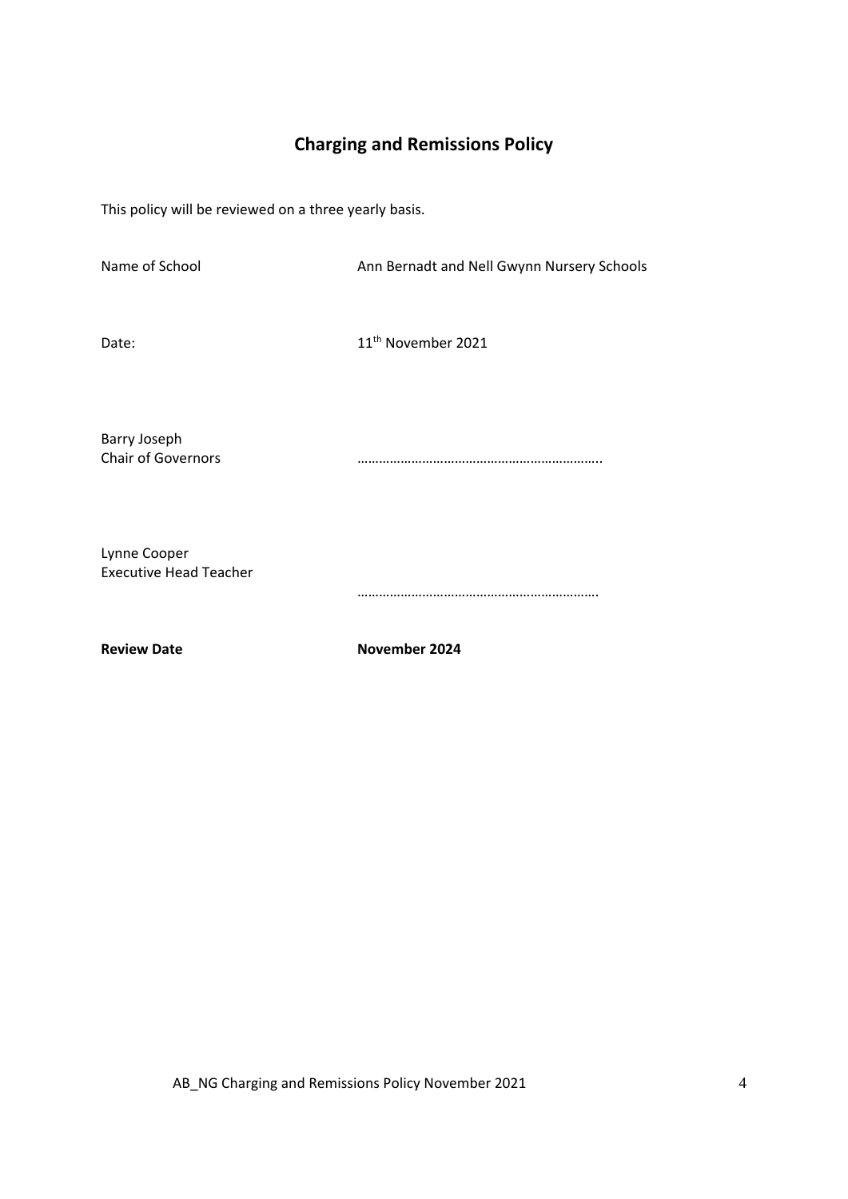# Charging and Remissions Policy

This policy will be reviewed on a three yearly basis.

| | |
|---|---|
| Name of School | Ann Bernadt and Nell Gwynn Nursery Schools |
| Date: | 11th November 2021 |
| Barry Joseph<br>Chair of Governors | ………………………………………………………….. |
| Lynne Cooper<br>Executive Head Teacher | …………………………………………………………. |
| **Review Date** | **November 2024** |